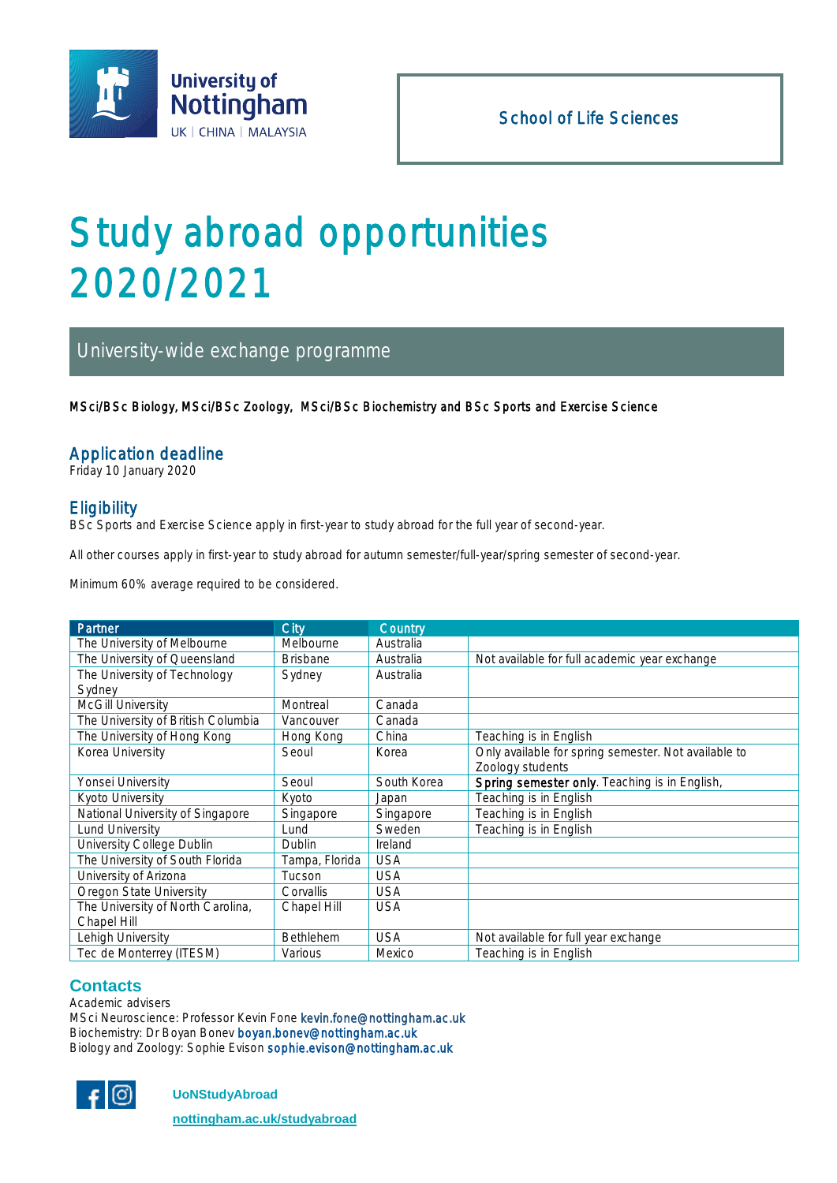University of Nottingham
UK | CHINA | MALAYSIA

School of Life Sciences

# Study abroad opportunities 2020/2021

## University-wide exchange programme

**MSci/BSc Biology, MSci/BSc Zoology, MSci/BSc Biochemistry and BSc Sports and Exercise Science**

### Application deadline

Friday 10 January 2020

### Eligibility

BSc Sports and Exercise Science apply in first-year to study abroad for the full year of second-year.

All other courses apply in first-year to study abroad for autumn semester/full-year/spring semester of second-year.

Minimum 60% average required to be considered.

| Partner | City | Country | |
|---|---|---|---|
| The University of Melbourne | Melbourne | Australia | |
| The University of Queensland | Brisbane | Australia | Not available for full academic year exchange |
| The University of Technology Sydney | Sydney | Australia | |
| McGill University | Montreal | Canada | |
| The University of British Columbia | Vancouver | Canada | |
| The University of Hong Kong | Hong Kong | China | Teaching is in English |
| Korea University | Seoul | Korea | Only available for spring semester. Not available to Zoology students |
| Yonsei University | Seoul | South Korea | **Spring semester only**. Teaching is in English, |
| Kyoto University | Kyoto | Japan | Teaching is in English |
| National University of Singapore | Singapore | Singapore | Teaching is in English |
| Lund University | Lund | Sweden | Teaching is in English |
| University College Dublin | Dublin | Ireland | |
| The University of South Florida | Tampa, Florida | USA | |
| University of Arizona | Tucson | USA | |
| Oregon State University | Corvallis | USA | |
| The University of North Carolina, Chapel Hill | Chapel Hill | USA | |
| Lehigh University | Bethlehem | USA | Not available for full year exchange |
| Tec de Monterrey (ITESM) | Various | Mexico | Teaching is in English |

### Contacts

Academic advisers
MSci Neuroscience: Professor Kevin Fone kevin.fone@nottingham.ac.uk
Biochemistry: Dr Boyan Bonev boyan.bonev@nottingham.ac.uk
Biology and Zoology: Sophie Evison sophie.evison@nottingham.ac.uk

**UoNStudyAbroad**

nottingham.ac.uk/studyabroad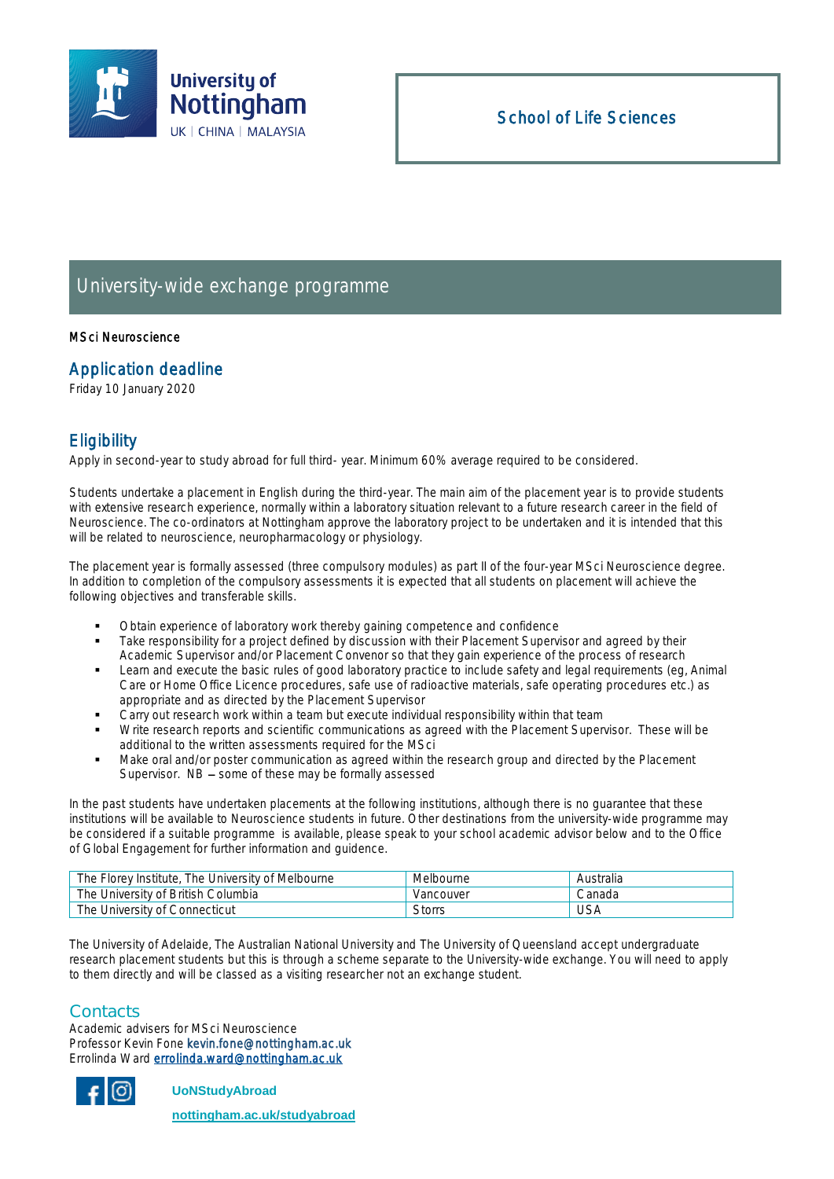University of Nottingham
UK | CHINA | MALAYSIA

School of Life Sciences

# University-wide exchange programme

**MSci Neuroscience**

## Application deadline

Friday 10 January 2020

## Eligibility

Apply in second-year to study abroad for full third- year. Minimum 60% average required to be considered.

Students undertake a placement in English during the third-year. The main aim of the placement year is to provide students with extensive research experience, normally within a laboratory situation relevant to a future research career in the field of Neuroscience. The co-ordinators at Nottingham approve the laboratory project to be undertaken and it is intended that this will be related to neuroscience, neuropharmacology or physiology.

The placement year is formally assessed (three compulsory modules) as part II of the four-year MSci Neuroscience degree. In addition to completion of the compulsory assessments it is expected that all students on placement will achieve the following objectives and transferable skills.

- Obtain experience of laboratory work thereby gaining competence and confidence
- Take responsibility for a project defined by discussion with their Placement Supervisor and agreed by their Academic Supervisor and/or Placement Convenor so that they gain experience of the process of research
- Learn and execute the basic rules of good laboratory practice to include safety and legal requirements (eg, Animal Care or Home Office Licence procedures, safe use of radioactive materials, safe operating procedures etc.) as appropriate and as directed by the Placement Supervisor
- Carry out research work within a team but execute individual responsibility within that team
- Write research reports and scientific communications as agreed with the Placement Supervisor. These will be additional to the written assessments required for the MSci
- Make oral and/or poster communication as agreed within the research group and directed by the Placement Supervisor. NB – some of these may be formally assessed

In the past students have undertaken placements at the following institutions, although there is no guarantee that these institutions will be available to Neuroscience students in future. Other destinations from the university-wide programme may be considered if a suitable programme is available, please speak to your school academic advisor below and to the Office of Global Engagement for further information and guidance.

| | | |
|---|---|---|
| The Florey Institute, The University of Melbourne | Melbourne | Australia |
| The University of British Columbia | Vancouver | Canada |
| The University of Connecticut | Storrs | USA |

The University of Adelaide, The Australian National University and The University of Queensland accept undergraduate research placement students but this is through a scheme separate to the University-wide exchange. You will need to apply to them directly and will be classed as a visiting researcher not an exchange student.

## Contacts

Academic advisers for MSci Neuroscience
Professor Kevin Fone kevin.fone@nottingham.ac.uk
Errolinda Ward errolinda.ward@nottingham.ac.uk

UoNStudyAbroad

nottingham.ac.uk/studyabroad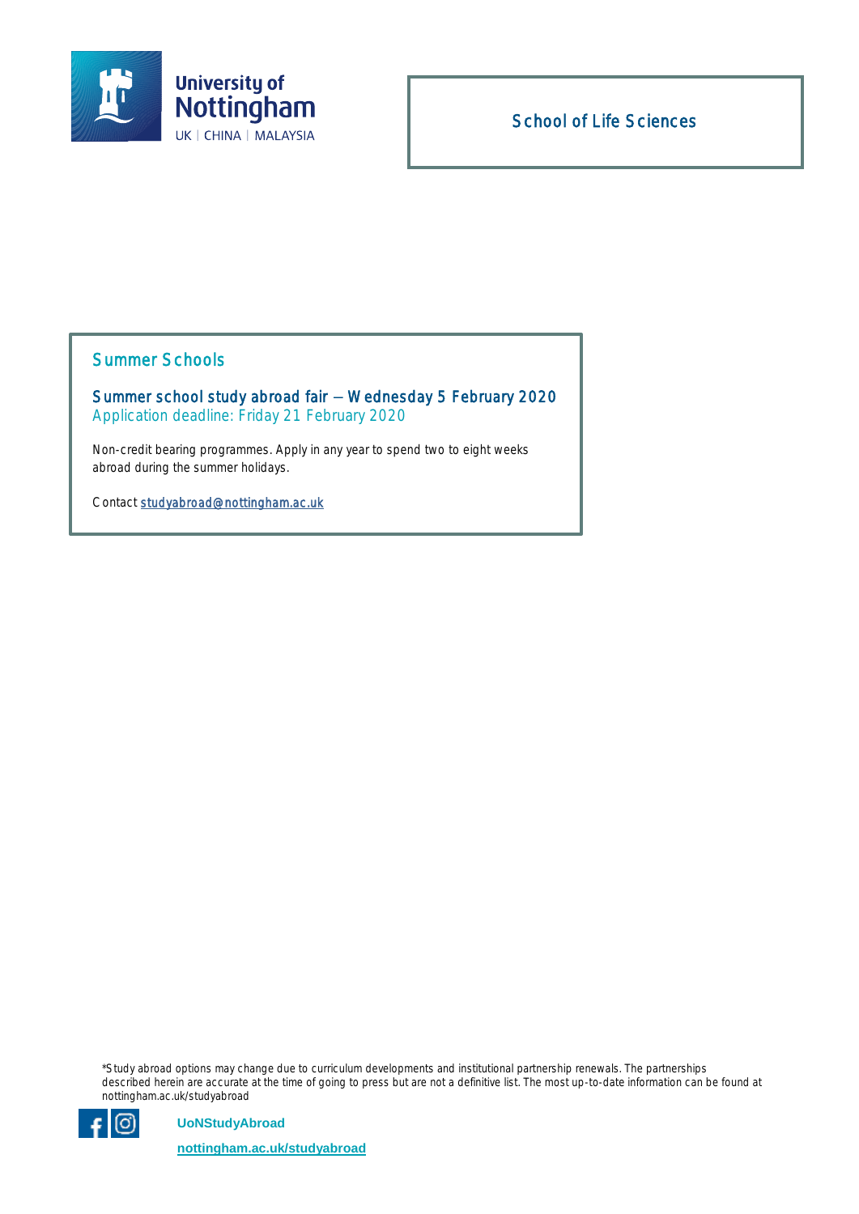School of Life Sciences

## Summer Schools

### Summer school study abroad fair – Wednesday 5 February 2020

Application deadline: Friday 21 February 2020

Non-credit bearing programmes. Apply in any year to spend two to eight weeks abroad during the summer holidays.

Contact studyabroad@nottingham.ac.uk

*Study abroad options may change due to curriculum developments and institutional partnership renewals. The partnerships described herein are accurate at the time of going to press but are not a definitive list. The most up-to-date information can be found at nottingham.ac.uk/studyabroad

UoNStudyAbroad

nottingham.ac.uk/studyabroad